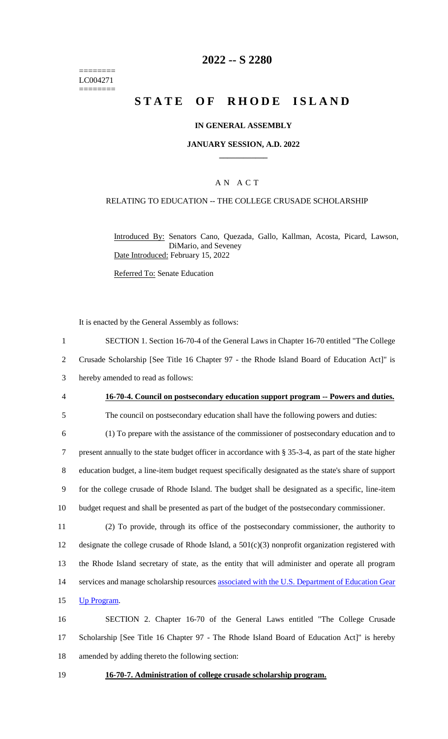========
LC004271
========

# 2022 -- S 2280

# STATE OF RHODE ISLAND

## IN GENERAL ASSEMBLY

### JANUARY SESSION, A.D. 2022

### A N A C T

RELATING TO EDUCATION -- THE COLLEGE CRUSADE SCHOLARSHIP

Introduced By: Senators Cano, Quezada, Gallo, Kallman, Acosta, Picard, Lawson, DiMario, and Seveney

Date Introduced: February 15, 2022

Referred To: Senate Education

It is enacted by the General Assembly as follows:

1 SECTION 1. Section 16-70-4 of the General Laws in Chapter 16-70 entitled "The College
2 Crusade Scholarship [See Title 16 Chapter 97 - the Rhode Island Board of Education Act]" is
3 hereby amended to read as follows:

4 **16-70-4. Council on postsecondary education support program -- Powers and duties.**

5 The council on postsecondary education shall have the following powers and duties:

6 (1) To prepare with the assistance of the commissioner of postsecondary education and to
7 present annually to the state budget officer in accordance with § 35-3-4, as part of the state higher
8 education budget, a line-item budget request specifically designated as the state's share of support
9 for the college crusade of Rhode Island. The budget shall be designated as a specific, line-item
10 budget request and shall be presented as part of the budget of the postsecondary commissioner.

11 (2) To provide, through its office of the postsecondary commissioner, the authority to
12 designate the college crusade of Rhode Island, a 501(c)(3) nonprofit organization registered with
13 the Rhode Island secretary of state, as the entity that will administer and operate all program
14 services and manage scholarship resources associated with the U.S. Department of Education Gear
15 Up Program.

16 SECTION 2. Chapter 16-70 of the General Laws entitled "The College Crusade
17 Scholarship [See Title 16 Chapter 97 - The Rhode Island Board of Education Act]" is hereby
18 amended by adding thereto the following section:

19 **16-70-7. Administration of college crusade scholarship program.**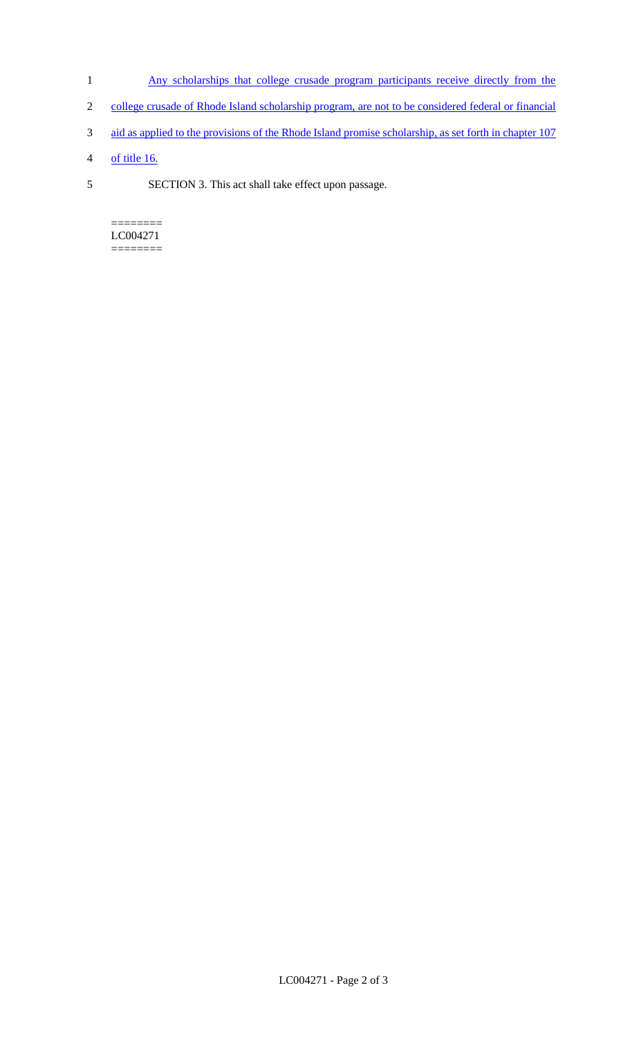Any scholarships that college crusade program participants receive directly from the college crusade of Rhode Island scholarship program, are not to be considered federal or financial aid as applied to the provisions of the Rhode Island promise scholarship, as set forth in chapter 107 of title 16.

SECTION 3. This act shall take effect upon passage.

========
LC004271
========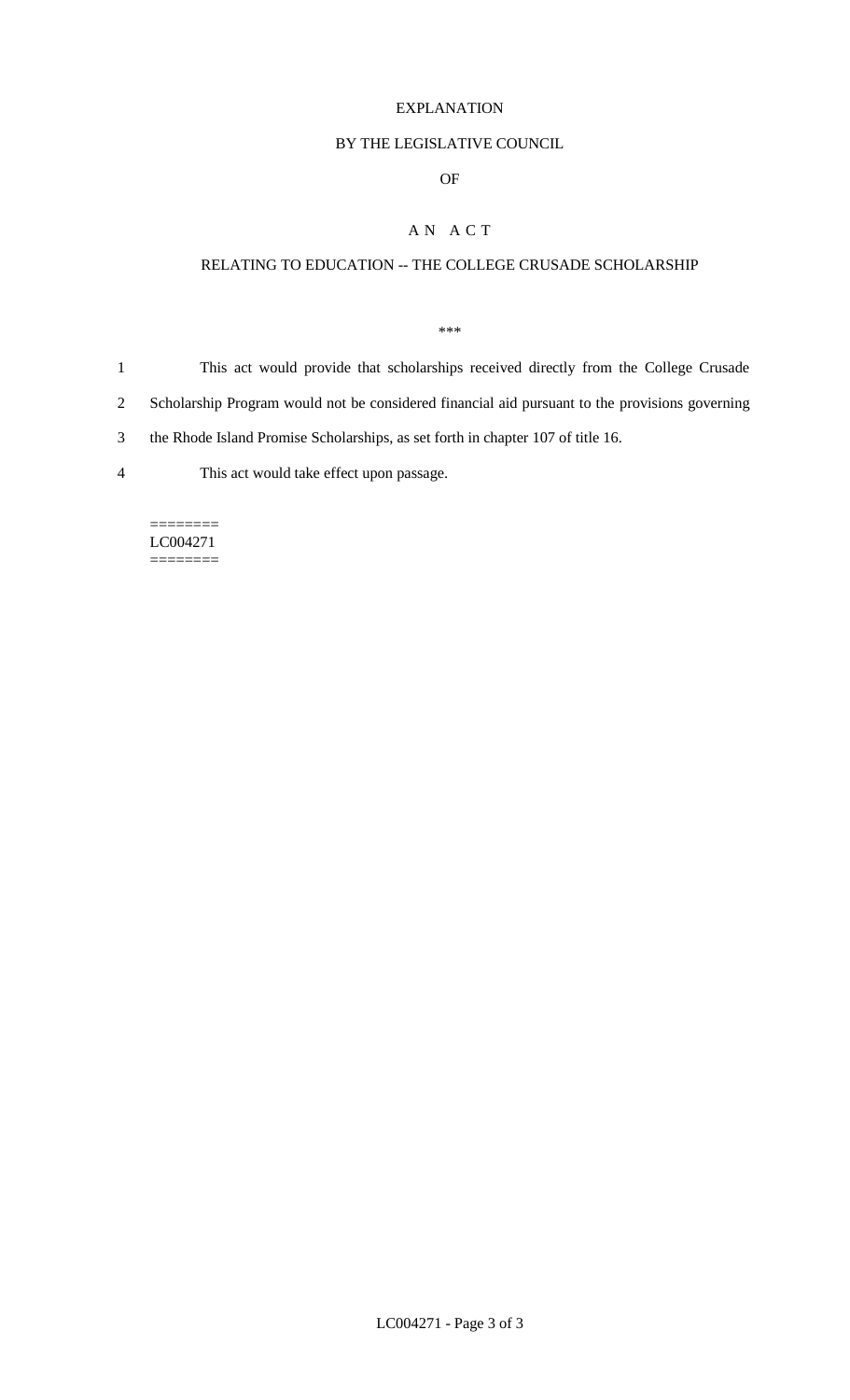EXPLANATION

BY THE LEGISLATIVE COUNCIL

OF

A N A C T

RELATING TO EDUCATION -- THE COLLEGE CRUSADE SCHOLARSHIP

\*\*\*

1 This act would provide that scholarships received directly from the College Crusade
2 Scholarship Program would not be considered financial aid pursuant to the provisions governing
3 the Rhode Island Promise Scholarships, as set forth in chapter 107 of title 16.
4 This act would take effect upon passage.

========
LC004271
========